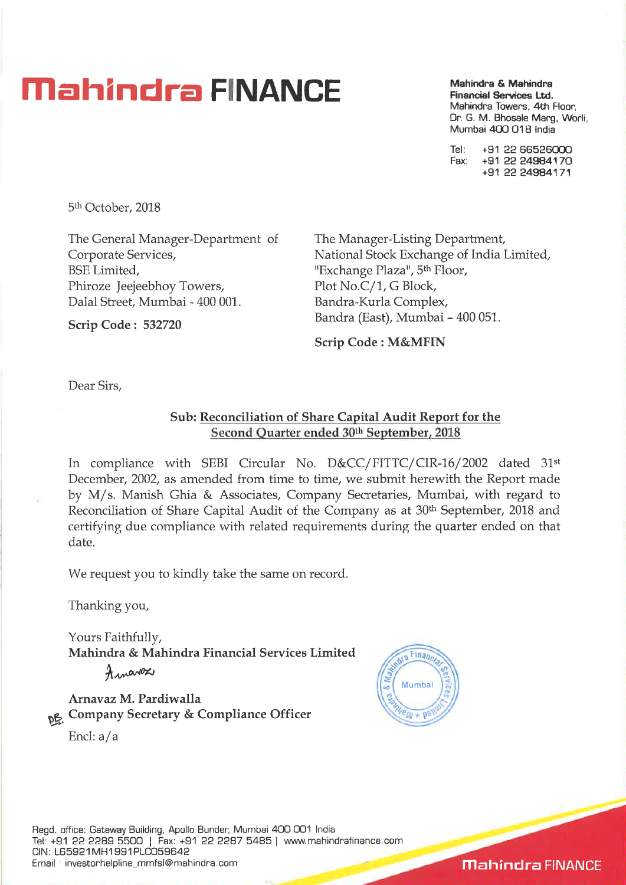# Mahindra FINANCE

**Mahindra & Mahindra Financial Services Ltd.**
Mahindra Towers, 4th Floor,
Dr. G. M. Bhosale Marg, Worli,
Mumbai 400 018 India

Tel: +91 22 66526000
Fax: +91 22 24984170
+91 22 24984171

5th October, 2018

The General Manager-Department of Corporate Services,
BSE Limited,
Phiroze Jeejeebhoy Towers,
Dalal Street, Mumbai - 400 001.

**Scrip Code : 532720**

The Manager-Listing Department,
National Stock Exchange of India Limited,
"Exchange Plaza", 5th Floor,
Plot No.C/1, G Block,
Bandra-Kurla Complex,
Bandra (East), Mumbai – 400 051.

**Scrip Code : M&MFIN**

Dear Sirs,

**Sub: Reconciliation of Share Capital Audit Report for the Second Quarter ended 30th September, 2018**

In compliance with SEBI Circular No. D&CC/FITTC/CIR-16/2002 dated 31st December, 2002, as amended from time to time, we submit herewith the Report made by M/s. Manish Ghia & Associates, Company Secretaries, Mumbai, with regard to Reconciliation of Share Capital Audit of the Company as at 30th September, 2018 and certifying due compliance with related requirements during the quarter ended on that date.

We request you to kindly take the same on record.

Thanking you,

Yours Faithfully,
**Mahindra & Mahindra Financial Services Limited**

**Arnavaz M. Pardiwalla**
**Company Secretary & Compliance Officer**

Encl: a/a

Regd. office: Gateway Building, Apollo Bunder, Mumbai 400 001 India
Tel: +91 22 2289 5500 | Fax: +91 22 2287 5485 | www.mahindrafinance.com
CIN: L65921MH1991PLC059642
Email : investorhelpline_mmfsl@mahindra.com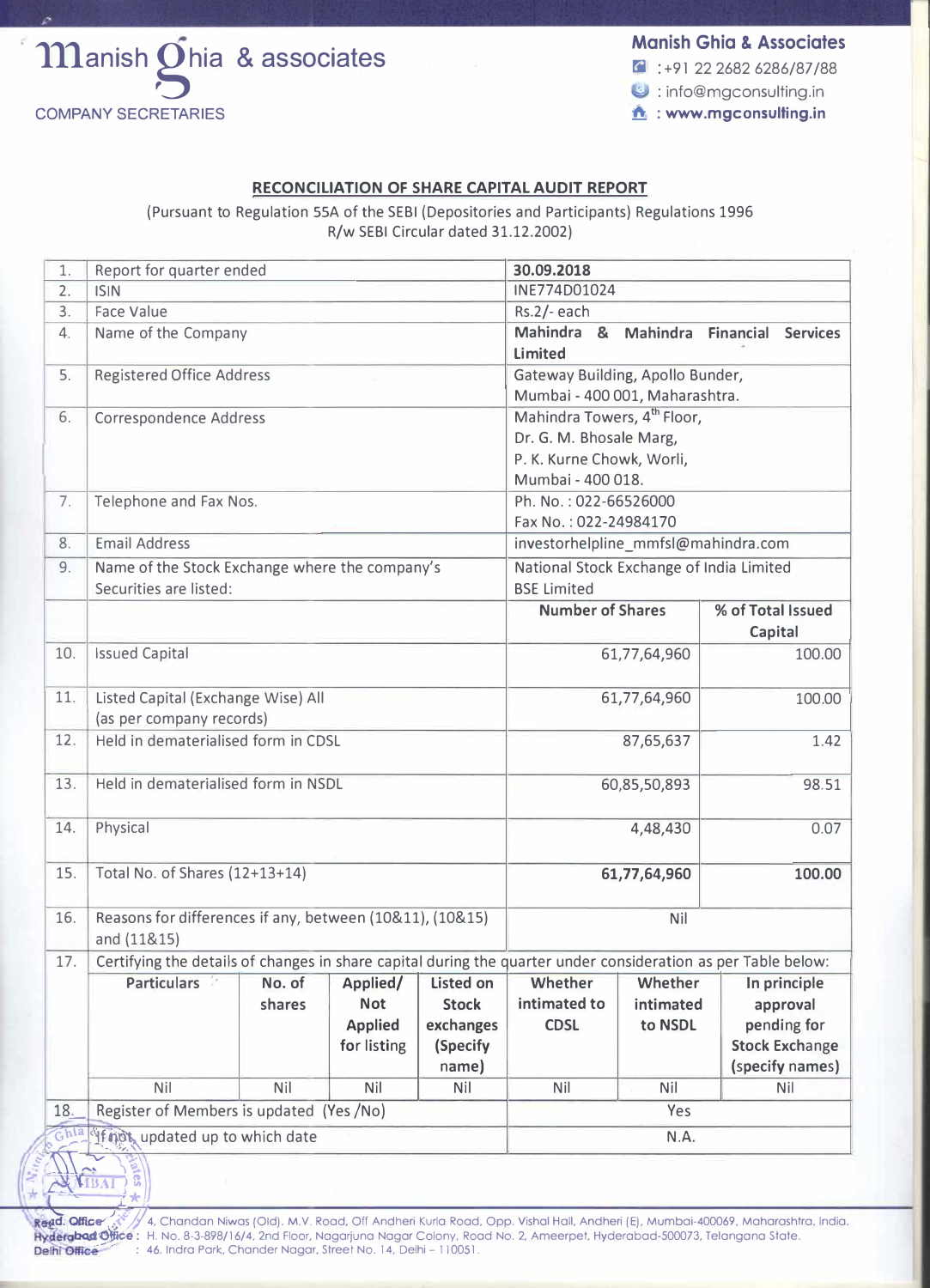Manish Ghia & associates

COMPANY SECRETARIES

**Manish Ghia & Associates**

: +91 22 2682 6286/87/88

: info@mgconsulting.in

: **www.mgconsulting.in**

## RECONCILIATION OF SHARE CAPITAL AUDIT REPORT

(Pursuant to Regulation 55A of the SEBI (Depositories and Participants) Regulations 1996 R/w SEBI Circular dated 31.12.2002)

| | | | |
|---|---|---|---|
| 1. | Report for quarter ended | **30.09.2018** | |
| 2. | ISIN | INE774D01024 | |
| 3. | Face Value | Rs.2/- each | |
| 4. | Name of the Company | **Mahindra & Mahindra Financial Services Limited** | |
| 5. | Registered Office Address | Gateway Building, Apollo Bunder, Mumbai - 400 001, Maharashtra. | |
| 6. | Correspondence Address | Mahindra Towers, 4th Floor, Dr. G. M. Bhosale Marg, P. K. Kurne Chowk, Worli, Mumbai - 400 018. | |
| 7. | Telephone and Fax Nos. | Ph. No. : 022-66526000 Fax No. : 022-24984170 | |
| 8. | Email Address | investorhelpline_mmfsl@mahindra.com | |
| 9. | Name of the Stock Exchange where the company's Securities are listed: | National Stock Exchange of India Limited BSE Limited | |
| | | **Number of Shares** | **% of Total Issued Capital** |
| 10. | Issued Capital | 61,77,64,960 | 100.00 |
| 11. | Listed Capital (Exchange Wise) All (as per company records) | 61,77,64,960 | 100.00 |
| 12. | Held in dematerialised form in CDSL | 87,65,637 | 1.42 |
| 13. | Held in dematerialised form in NSDL | 60,85,50,893 | 98.51 |
| 14. | Physical | 4,48,430 | 0.07 |
| 15. | Total No. of Shares (12+13+14) | **61,77,64,960** | **100.00** |
| 16. | Reasons for differences if any, between (10&11), (10&15) and (11&15) | Nil | |

17. Certifying the details of changes in share capital during the quarter under consideration as per Table below:

| Particulars | No. of shares | Applied/ Not Applied for listing | Listed on Stock exchanges (Specify name) | Whether intimated to CDSL | Whether intimated to NSDL | In principle approval pending for Stock Exchange (specify names) |
|---|---|---|---|---|---|---|
| Nil | Nil | Nil | Nil | Nil | Nil | Nil |

| | | |
|---|---|---|
| 18. | Register of Members is updated (Yes /No) | Yes |
| | If not, updated up to which date | N.A. |

Regd. Office : 4, Chandan Niwas (Old). M.V. Road, Off Andheri Kurla Road, Opp. Vishal Hall, Andheri (E), Mumbai-400069, Maharashtra, India.
Hyderabad Office : H. No. 8-3-898/16/4, 2nd Floor, Nagarjuna Nagar Colony, Road No. 2, Ameerpet, Hyderabad-500073, Telangana State.
Delhi Office : 46, Indra Park, Chander Nagar, Street No. 14, Delhi - 110051.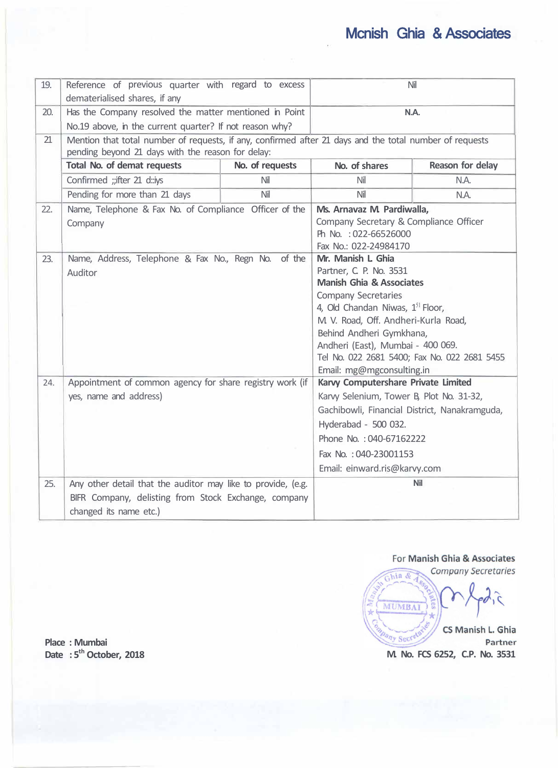| | | | | |
|---|---|---|---|---|
| 19. | Reference of previous quarter with regard to excess dematerialised shares, if any | Nil | | |
| 20. | Has the Company resolved the matter mentioned in Point No.19 above, in the current quarter? If not reason why? | N.A. | | |
| 21 | Mention that total number of requests, if any, confirmed after 21 days and the total number of requests pending beyond 21 days with the reason for delay: | | | |
| | **Total No. of demat requests** | **No. of requests** | **No. of shares** | **Reason for delay** |
| | Confirmed after 21 days | Nil | Nil | N.A. |
| | Pending for more than 21 days | Nil | Nil | N.A. |
| 22. | Name, Telephone & Fax No. of Compliance Officer of the Company | **Ms. Arnavaz M. Pardiwalla,**<br>Company Secretary & Compliance Officer<br>Ph No. : 022-66526000<br>Fax No.: 022-24984170 | | |
| 23. | Name, Address, Telephone & Fax No., Regn No. of the Auditor | **Mr. Manish L. Ghia**<br>Partner, C. P. No. 3531<br>**Manish Ghia & Associates**<br>Company Secretaries<br>4, Old Chandan Niwas, 1st Floor,<br>M. V. Road, Off. Andheri-Kurla Road,<br>Behind Andheri Gymkhana,<br>Andheri (East), Mumbai - 400 069.<br>Tel No. 022 2681 5400; Fax No. 022 2681 5455<br>Email: mg@mgconsulting.in | | |
| 24. | Appointment of common agency for share registry work (if yes, name and address) | **Karvy Computershare Private Limited**<br>Karvy Selenium, Tower B, Plot No. 31-32,<br>Gachibowli, Financial District, Nanakramguda,<br>Hyderabad - 500 032.<br>Phone No. : 040-67162222<br>Fax No. : 040-23001153<br>Email: einward.ris@karvy.com | | |
| 25. | Any other detail that the auditor may like to provide, (e.g. BIFR Company, delisting from Stock Exchange, company changed its name etc.) | Nil | | |

For **Manish Ghia & Associates**
*Company Secretaries*

**CS Manish L. Ghia**
**Partner**
**M. No. FCS 6252, C.P. No. 3531**

**Place : Mumbai**
**Date : 5th October, 2018**